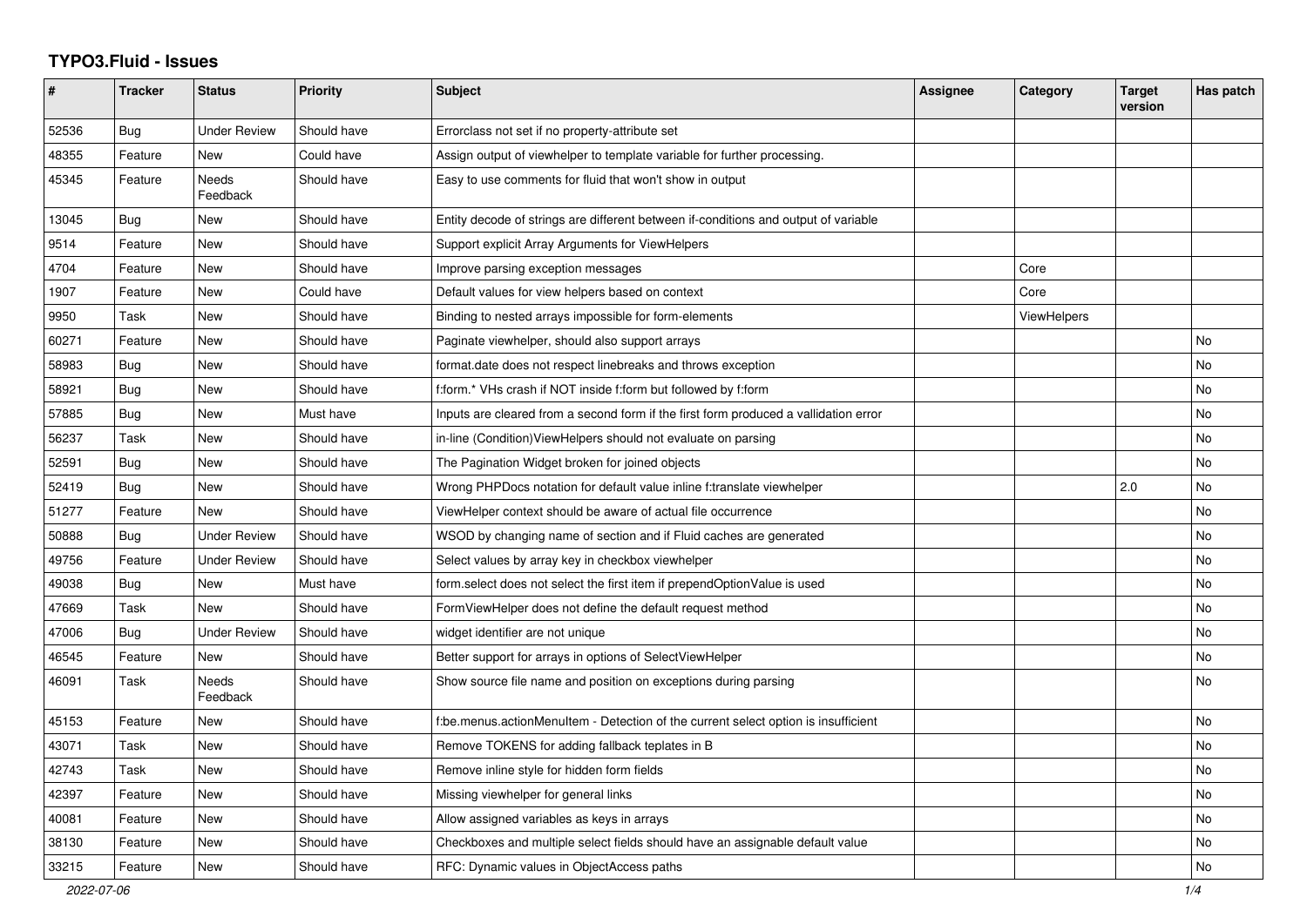# TYPO3.Fluid - Issues

| # | Tracker | Status | Priority | Subject | Assignee | Category | Target version | Has patch |
|---|---|---|---|---|---|---|---|---|
| 52536 | Bug | Under Review | Should have | Errorclass not set if no property-attribute set | | | | |
| 48355 | Feature | New | Could have | Assign output of viewhelper to template variable for further processing. | | | | |
| 45345 | Feature | Needs Feedback | Should have | Easy to use comments for fluid that won't show in output | | | | |
| 13045 | Bug | New | Should have | Entity decode of strings are different between if-conditions and output of variable | | | | |
| 9514 | Feature | New | Should have | Support explicit Array Arguments for ViewHelpers | | | | |
| 4704 | Feature | New | Should have | Improve parsing exception messages | | Core | | |
| 1907 | Feature | New | Could have | Default values for view helpers based on context | | Core | | |
| 9950 | Task | New | Should have | Binding to nested arrays impossible for form-elements | | ViewHelpers | | |
| 60271 | Feature | New | Should have | Paginate viewhelper, should also support arrays | | | | No |
| 58983 | Bug | New | Should have | format.date does not respect linebreaks and throws exception | | | | No |
| 58921 | Bug | New | Should have | f:form.* VHs crash if NOT inside f:form but followed by f:form | | | | No |
| 57885 | Bug | New | Must have | Inputs are cleared from a second form if the first form produced a vallidation error | | | | No |
| 56237 | Task | New | Should have | in-line (Condition)ViewHelpers should not evaluate on parsing | | | | No |
| 52591 | Bug | New | Should have | The Pagination Widget broken for joined objects | | | | No |
| 52419 | Bug | New | Should have | Wrong PHPDocs notation for default value inline f:translate viewhelper | | | 2.0 | No |
| 51277 | Feature | New | Should have | ViewHelper context should be aware of actual file occurrence | | | | No |
| 50888 | Bug | Under Review | Should have | WSOD by changing name of section and if Fluid caches are generated | | | | No |
| 49756 | Feature | Under Review | Should have | Select values by array key in checkbox viewhelper | | | | No |
| 49038 | Bug | New | Must have | form.select does not select the first item if prependOptionValue is used | | | | No |
| 47669 | Task | New | Should have | FormViewHelper does not define the default request method | | | | No |
| 47006 | Bug | Under Review | Should have | widget identifier are not unique | | | | No |
| 46545 | Feature | New | Should have | Better support for arrays in options of SelectViewHelper | | | | No |
| 46091 | Task | Needs Feedback | Should have | Show source file name and position on exceptions during parsing | | | | No |
| 45153 | Feature | New | Should have | f:be.menus.actionMenuItem - Detection of the current select option is insufficient | | | | No |
| 43071 | Task | New | Should have | Remove TOKENS for adding fallback teplates in B | | | | No |
| 42743 | Task | New | Should have | Remove inline style for hidden form fields | | | | No |
| 42397 | Feature | New | Should have | Missing viewhelper for general links | | | | No |
| 40081 | Feature | New | Should have | Allow assigned variables as keys in arrays | | | | No |
| 38130 | Feature | New | Should have | Checkboxes and multiple select fields should have an assignable default value | | | | No |
| 33215 | Feature | New | Should have | RFC: Dynamic values in ObjectAccess paths | | | | No |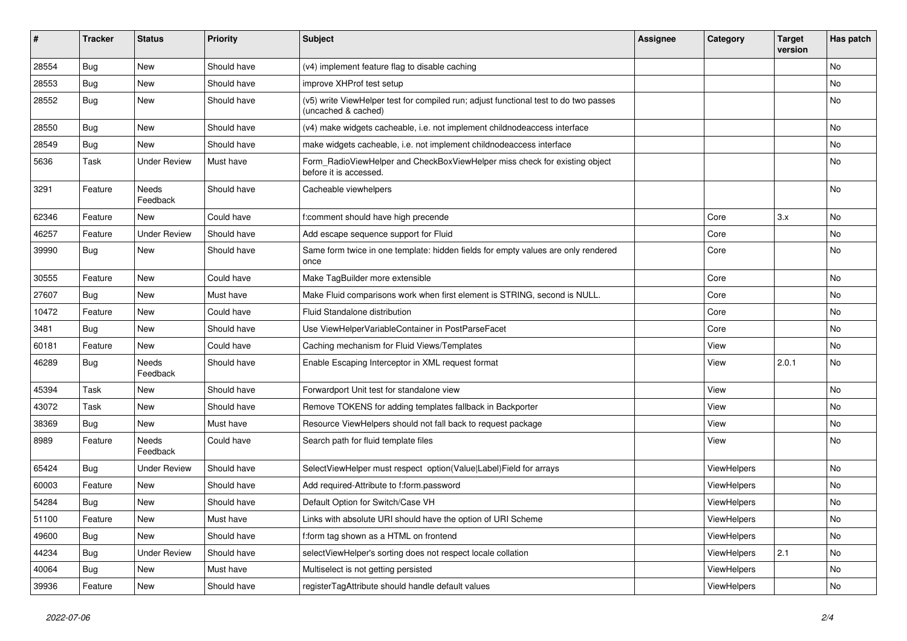| # | Tracker | Status | Priority | Subject | Assignee | Category | Target version | Has patch |
|---|---|---|---|---|---|---|---|---|
| 28554 | Bug | New | Should have | (v4) implement feature flag to disable caching | | | | No |
| 28553 | Bug | New | Should have | improve XHProf test setup | | | | No |
| 28552 | Bug | New | Should have | (v5) write ViewHelper test for compiled run; adjust functional test to do two passes (uncached & cached) | | | | No |
| 28550 | Bug | New | Should have | (v4) make widgets cacheable, i.e. not implement childnodeaccess interface | | | | No |
| 28549 | Bug | New | Should have | make widgets cacheable, i.e. not implement childnodeaccess interface | | | | No |
| 5636 | Task | Under Review | Must have | Form_RadioViewHelper and CheckBoxViewHelper miss check for existing object before it is accessed. | | | | No |
| 3291 | Feature | Needs Feedback | Should have | Cacheable viewhelpers | | | | No |
| 62346 | Feature | New | Could have | f:comment should have high precende | | Core | 3.x | No |
| 46257 | Feature | Under Review | Should have | Add escape sequence support for Fluid | | Core | | No |
| 39990 | Bug | New | Should have | Same form twice in one template: hidden fields for empty values are only rendered once | | Core | | No |
| 30555 | Feature | New | Could have | Make TagBuilder more extensible | | Core | | No |
| 27607 | Bug | New | Must have | Make Fluid comparisons work when first element is STRING, second is NULL. | | Core | | No |
| 10472 | Feature | New | Could have | Fluid Standalone distribution | | Core | | No |
| 3481 | Bug | New | Should have | Use ViewHelperVariableContainer in PostParseFacet | | Core | | No |
| 60181 | Feature | New | Could have | Caching mechanism for Fluid Views/Templates | | View | | No |
| 46289 | Bug | Needs Feedback | Should have | Enable Escaping Interceptor in XML request format | | View | 2.0.1 | No |
| 45394 | Task | New | Should have | Forwardport Unit test for standalone view | | View | | No |
| 43072 | Task | New | Should have | Remove TOKENS for adding templates fallback in Backporter | | View | | No |
| 38369 | Bug | New | Must have | Resource ViewHelpers should not fall back to request package | | View | | No |
| 8989 | Feature | Needs Feedback | Could have | Search path for fluid template files | | View | | No |
| 65424 | Bug | Under Review | Should have | SelectViewHelper must respect option(Value\|Label)Field for arrays | | ViewHelpers | | No |
| 60003 | Feature | New | Should have | Add required-Attribute to f:form.password | | ViewHelpers | | No |
| 54284 | Bug | New | Should have | Default Option for Switch/Case VH | | ViewHelpers | | No |
| 51100 | Feature | New | Must have | Links with absolute URI should have the option of URI Scheme | | ViewHelpers | | No |
| 49600 | Bug | New | Should have | f:form tag shown as a HTML on frontend | | ViewHelpers | | No |
| 44234 | Bug | Under Review | Should have | selectViewHelper's sorting does not respect locale collation | | ViewHelpers | 2.1 | No |
| 40064 | Bug | New | Must have | Multiselect is not getting persisted | | ViewHelpers | | No |
| 39936 | Feature | New | Should have | registerTagAttribute should handle default values | | ViewHelpers | | No |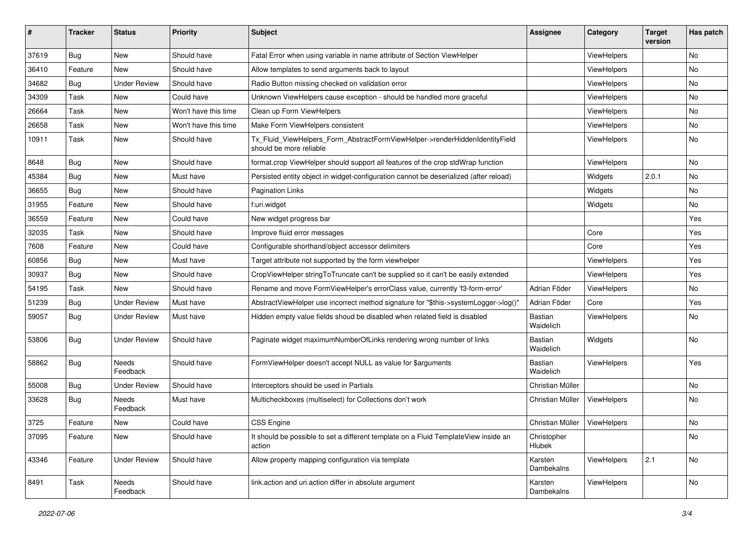| # | Tracker | Status | Priority | Subject | Assignee | Category | Target version | Has patch |
|---|---|---|---|---|---|---|---|---|
| 37619 | Bug | New | Should have | Fatal Error when using variable in name attribute of Section ViewHelper | | ViewHelpers | | No |
| 36410 | Feature | New | Should have | Allow templates to send arguments back to layout | | ViewHelpers | | No |
| 34682 | Bug | Under Review | Should have | Radio Button missing checked on validation error | | ViewHelpers | | No |
| 34309 | Task | New | Could have | Unknown ViewHelpers cause exception - should be handled more graceful | | ViewHelpers | | No |
| 26664 | Task | New | Won't have this time | Clean up Form ViewHelpers | | ViewHelpers | | No |
| 26658 | Task | New | Won't have this time | Make Form ViewHelpers consistent | | ViewHelpers | | No |
| 10911 | Task | New | Should have | Tx_Fluid_ViewHelpers_Form_AbstractFormViewHelper->renderHiddenIdentityField should be more reliable | | ViewHelpers | | No |
| 8648 | Bug | New | Should have | format.crop ViewHelper should support all features of the crop stdWrap function | | ViewHelpers | | No |
| 45384 | Bug | New | Must have | Persisted entity object in widget-configuration cannot be deserialized (after reload) | | Widgets | 2.0.1 | No |
| 36655 | Bug | New | Should have | Pagination Links | | Widgets | | No |
| 31955 | Feature | New | Should have | f:uri.widget | | Widgets | | No |
| 36559 | Feature | New | Could have | New widget progress bar | | | | Yes |
| 32035 | Task | New | Should have | Improve fluid error messages | | Core | | Yes |
| 7608 | Feature | New | Could have | Configurable shorthand/object accessor delimiters | | Core | | Yes |
| 60856 | Bug | New | Must have | Target attribute not supported by the form viewhelper | | ViewHelpers | | Yes |
| 30937 | Bug | New | Should have | CropViewHelper stringToTruncate can't be supplied so it can't be easily extended | | ViewHelpers | | Yes |
| 54195 | Task | New | Should have | Rename and move FormViewHelper's errorClass value, currently 'f3-form-error' | Adrian Föder | ViewHelpers | | No |
| 51239 | Bug | Under Review | Must have | AbstractViewHelper use incorrect method signature for "$this->systemLogger->log()" | Adrian Föder | Core | | Yes |
| 59057 | Bug | Under Review | Must have | Hidden empty value fields shoud be disabled when related field is disabled | Bastian Waidelich | ViewHelpers | | No |
| 53806 | Bug | Under Review | Should have | Paginate widget maximumNumberOfLinks rendering wrong number of links | Bastian Waidelich | Widgets | | No |
| 58862 | Bug | Needs Feedback | Should have | FormViewHelper doesn't accept NULL as value for $arguments | Bastian Waidelich | ViewHelpers | | Yes |
| 55008 | Bug | Under Review | Should have | Interceptors should be used in Partials | Christian Müller | | | No |
| 33628 | Bug | Needs Feedback | Must have | Multicheckboxes (multiselect) for Collections don't work | Christian Müller | ViewHelpers | | No |
| 3725 | Feature | New | Could have | CSS Engine | Christian Müller | ViewHelpers | | No |
| 37095 | Feature | New | Should have | It should be possible to set a different template on a Fluid TemplateView inside an action | Christopher Hlubek | | | No |
| 43346 | Feature | Under Review | Should have | Allow property mapping configuration via template | Karsten Dambekalns | ViewHelpers | 2.1 | No |
| 8491 | Task | Needs Feedback | Should have | link.action and uri.action differ in absolute argument | Karsten Dambekalns | ViewHelpers | | No |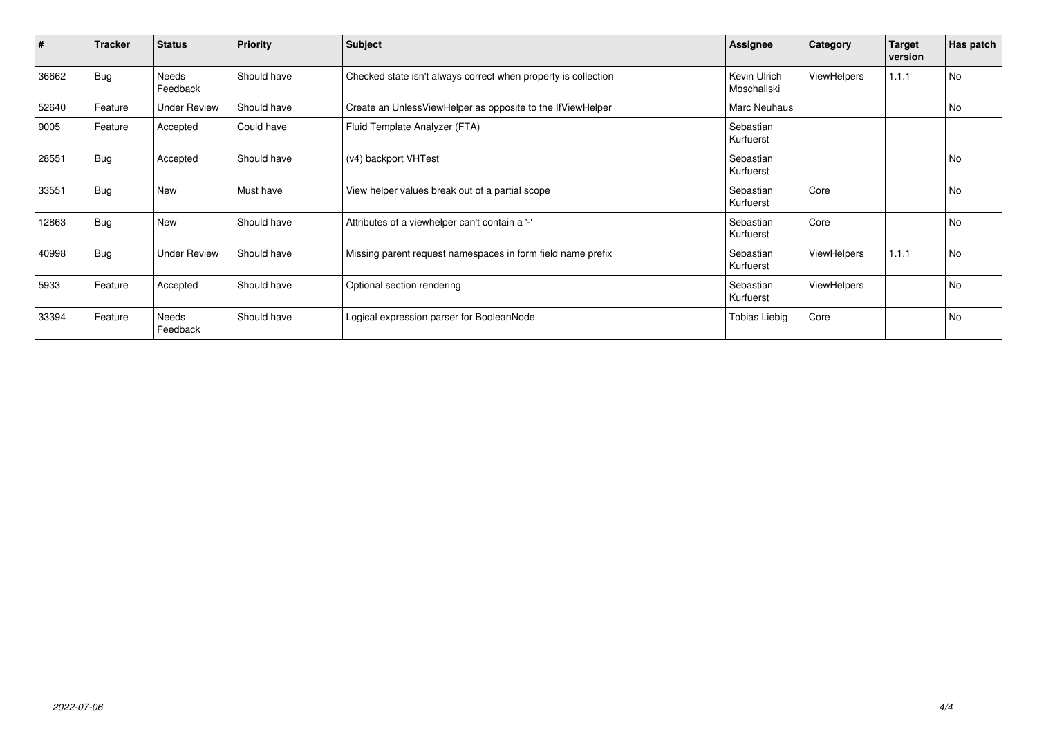| # | Tracker | Status | Priority | Subject | Assignee | Category | Target version | Has patch |
|---|---|---|---|---|---|---|---|---|
| 36662 | Bug | Needs Feedback | Should have | Checked state isn't always correct when property is collection | Kevin Ulrich Moschallski | ViewHelpers | 1.1.1 | No |
| 52640 | Feature | Under Review | Should have | Create an UnlessViewHelper as opposite to the IfViewHelper | Marc Neuhaus | | | No |
| 9005 | Feature | Accepted | Could have | Fluid Template Analyzer (FTA) | Sebastian Kurfuerst | | | |
| 28551 | Bug | Accepted | Should have | (v4) backport VHTest | Sebastian Kurfuerst | | | No |
| 33551 | Bug | New | Must have | View helper values break out of a partial scope | Sebastian Kurfuerst | Core | | No |
| 12863 | Bug | New | Should have | Attributes of a viewhelper can't contain a '-' | Sebastian Kurfuerst | Core | | No |
| 40998 | Bug | Under Review | Should have | Missing parent request namespaces in form field name prefix | Sebastian Kurfuerst | ViewHelpers | 1.1.1 | No |
| 5933 | Feature | Accepted | Should have | Optional section rendering | Sebastian Kurfuerst | ViewHelpers | | No |
| 33394 | Feature | Needs Feedback | Should have | Logical expression parser for BooleanNode | Tobias Liebig | Core | | No |

*2022-07-06*